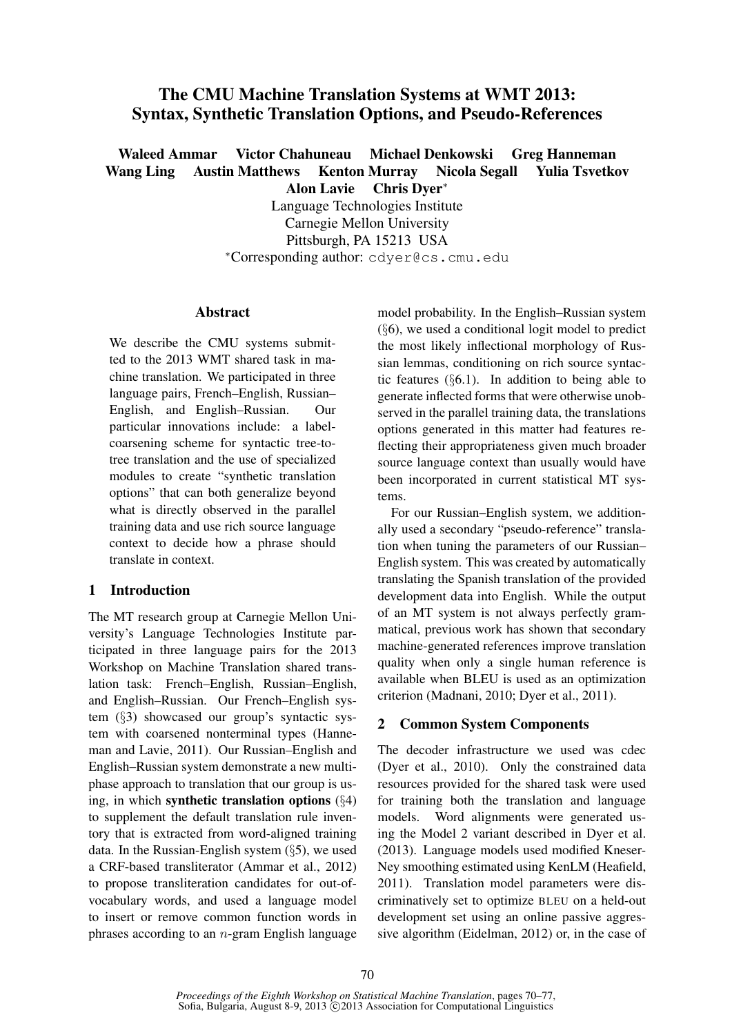# The CMU Machine Translation Systems at WMT 2013: Syntax, Synthetic Translation Options, and Pseudo-References

**Waleed Ammar Victor Chahuneau Michael Denkowski Greg Hanneman Wang Ling Austin Matthews Kenton Murray Nicola Segall Yulia Tsvetkov Alon Lavie Chris Dyer***

Language Technologies Institute
Carnegie Mellon University
Pittsburgh, PA 15213 USA
*Corresponding author: cdyer@cs.cmu.edu

## Abstract

We describe the CMU systems submitted to the 2013 WMT shared task in machine translation. We participated in three language pairs, French–English, Russian–English, and English–Russian. Our particular innovations include: a label-coarsening scheme for syntactic tree-to-tree translation and the use of specialized modules to create "synthetic translation options" that can both generalize beyond what is directly observed in the parallel training data and use rich source language context to decide how a phrase should translate in context.

## 1 Introduction

The MT research group at Carnegie Mellon University's Language Technologies Institute participated in three language pairs for the 2013 Workshop on Machine Translation shared translation task: French–English, Russian–English, and English–Russian. Our French–English system (§3) showcased our group's syntactic system with coarsened nonterminal types (Hanneman and Lavie, 2011). Our Russian–English and English–Russian system demonstrate a new multi-phase approach to translation that our group is using, in which **synthetic translation options** (§4) to supplement the default translation rule inventory that is extracted from word-aligned training data. In the Russian-English system (§5), we used a CRF-based transliterator (Ammar et al., 2012) to propose transliteration candidates for out-of-vocabulary words, and used a language model to insert or remove common function words in phrases according to an $n$-gram English language model probability. In the English–Russian system (§6), we used a conditional logit model to predict the most likely inflectional morphology of Russian lemmas, conditioning on rich source syntactic features (§6.1). In addition to being able to generate inflected forms that were otherwise unobserved in the parallel training data, the translations options generated in this matter had features reflecting their appropriateness given much broader source language context than usually would have been incorporated in current statistical MT systems.

For our Russian–English system, we additionally used a secondary "pseudo-reference" translation when tuning the parameters of our Russian–English system. This was created by automatically translating the Spanish translation of the provided development data into English. While the output of an MT system is not always perfectly grammatical, previous work has shown that secondary machine-generated references improve translation quality when only a single human reference is available when BLEU is used as an optimization criterion (Madnani, 2010; Dyer et al., 2011).

## 2 Common System Components

The decoder infrastructure we used was cdec (Dyer et al., 2010). Only the constrained data resources provided for the shared task were used for training both the translation and language models. Word alignments were generated using the Model 2 variant described in Dyer et al. (2013). Language models used modified Kneser-Ney smoothing estimated using KenLM (Heafield, 2011). Translation model parameters were discriminatively set to optimize BLEU on a held-out development set using an online passive aggressive algorithm (Eidelman, 2012) or, in the case of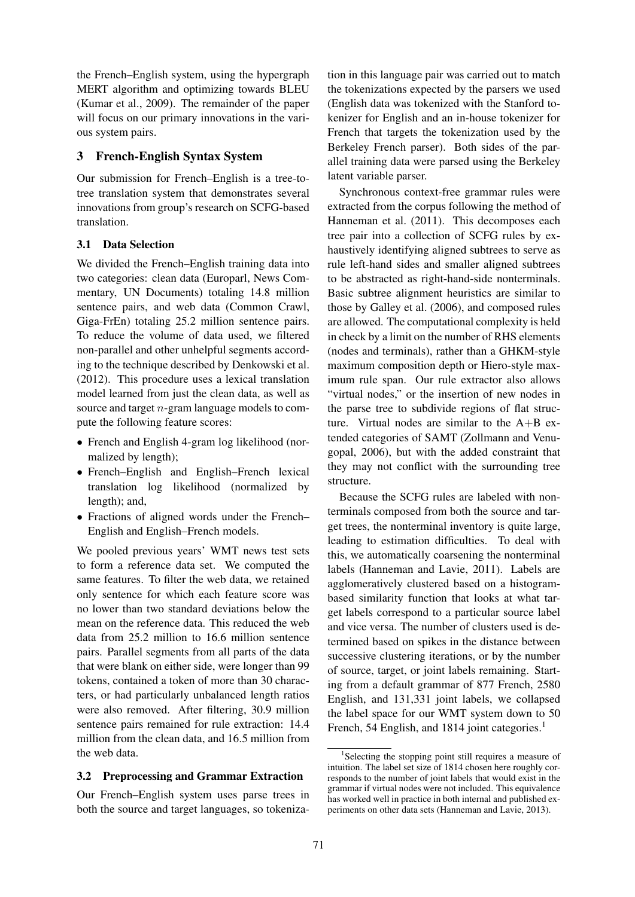the French–English system, using the hypergraph MERT algorithm and optimizing towards BLEU (Kumar et al., 2009). The remainder of the paper will focus on our primary innovations in the various system pairs.

## 3 French-English Syntax System

Our submission for French–English is a tree-to-tree translation system that demonstrates several innovations from group's research on SCFG-based translation.

### 3.1 Data Selection

We divided the French–English training data into two categories: clean data (Europarl, News Commentary, UN Documents) totaling 14.8 million sentence pairs, and web data (Common Crawl, Giga-FrEn) totaling 25.2 million sentence pairs. To reduce the volume of data used, we filtered non-parallel and other unhelpful segments according to the technique described by Denkowski et al. (2012). This procedure uses a lexical translation model learned from just the clean data, as well as source and target $n$-gram language models to compute the following feature scores:

- French and English 4-gram log likelihood (normalized by length);
- French–English and English–French lexical translation log likelihood (normalized by length); and,
- Fractions of aligned words under the French–English and English–French models.

We pooled previous years' WMT news test sets to form a reference data set. We computed the same features. To filter the web data, we retained only sentence for which each feature score was no lower than two standard deviations below the mean on the reference data. This reduced the web data from 25.2 million to 16.6 million sentence pairs. Parallel segments from all parts of the data that were blank on either side, were longer than 99 tokens, contained a token of more than 30 characters, or had particularly unbalanced length ratios were also removed. After filtering, 30.9 million sentence pairs remained for rule extraction: 14.4 million from the clean data, and 16.5 million from the web data.

### 3.2 Preprocessing and Grammar Extraction

Our French–English system uses parse trees in both the source and target languages, so tokenization in this language pair was carried out to match the tokenizations expected by the parsers we used (English data was tokenized with the Stanford tokenizer for English and an in-house tokenizer for French that targets the tokenization used by the Berkeley French parser). Both sides of the parallel training data were parsed using the Berkeley latent variable parser.

Synchronous context-free grammar rules were extracted from the corpus following the method of Hanneman et al. (2011). This decomposes each tree pair into a collection of SCFG rules by exhaustively identifying aligned subtrees to serve as rule left-hand sides and smaller aligned subtrees to be abstracted as right-hand-side nonterminals. Basic subtree alignment heuristics are similar to those by Galley et al. (2006), and composed rules are allowed. The computational complexity is held in check by a limit on the number of RHS elements (nodes and terminals), rather than a GHKM-style maximum composition depth or Hiero-style maximum rule span. Our rule extractor also allows "virtual nodes," or the insertion of new nodes in the parse tree to subdivide regions of flat structure. Virtual nodes are similar to the A+B extended categories of SAMT (Zollmann and Venugopal, 2006), but with the added constraint that they may not conflict with the surrounding tree structure.

Because the SCFG rules are labeled with nonterminals composed from both the source and target trees, the nonterminal inventory is quite large, leading to estimation difficulties. To deal with this, we automatically coarsening the nonterminal labels (Hanneman and Lavie, 2011). Labels are agglomeratively clustered based on a histogram-based similarity function that looks at what target labels correspond to a particular source label and vice versa. The number of clusters used is determined based on spikes in the distance between successive clustering iterations, or by the number of source, target, or joint labels remaining. Starting from a default grammar of 877 French, 2580 English, and 131,331 joint labels, we collapsed the label space for our WMT system down to 50 French, 54 English, and 1814 joint categories.[1]

[1]Selecting the stopping point still requires a measure of intuition. The label set size of 1814 chosen here roughly corresponds to the number of joint labels that would exist in the grammar if virtual nodes were not included. This equivalence has worked well in practice in both internal and published experiments on other data sets (Hanneman and Lavie, 2013).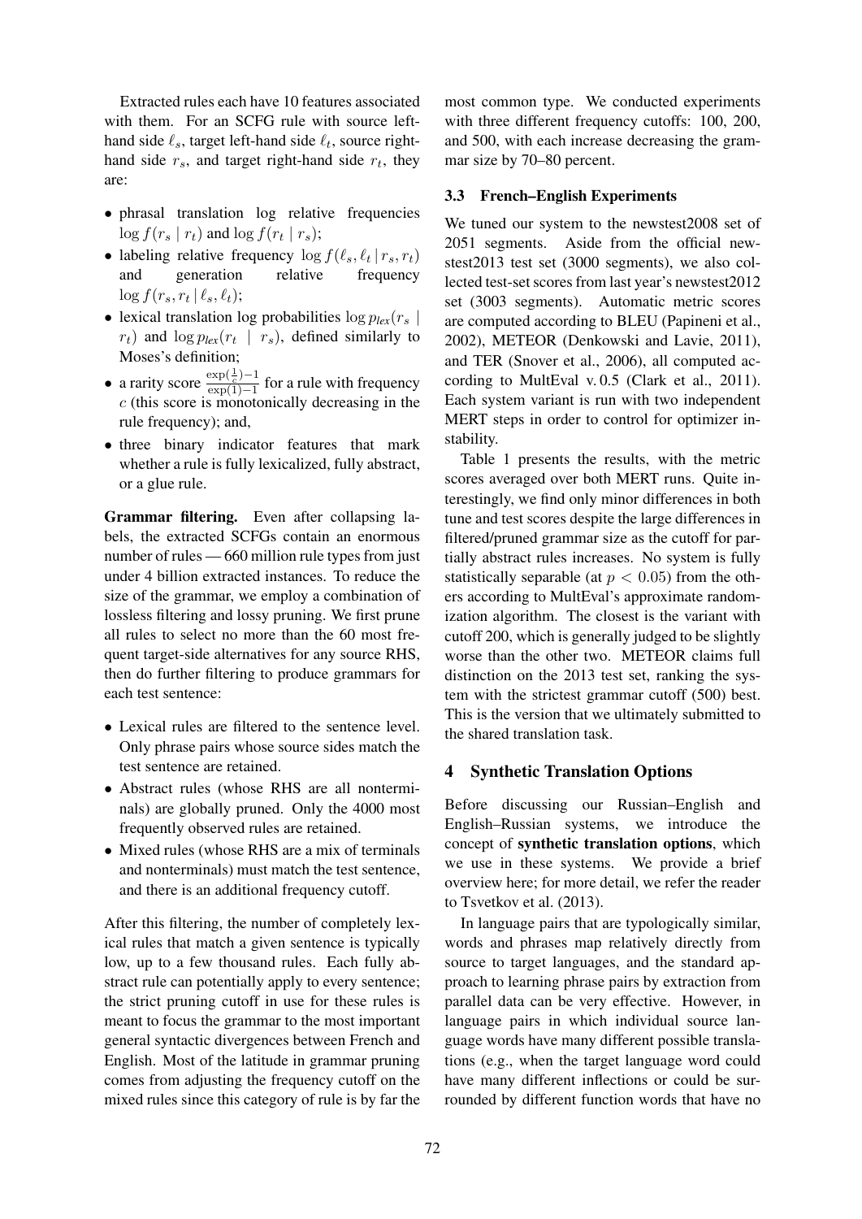Extracted rules each have 10 features associated with them. For an SCFG rule with source left-hand side $\ell_s$, target left-hand side $\ell_t$, source right-hand side $r_s$, and target right-hand side $r_t$, they are:

- phrasal translation log relative frequencies $\log f(r_s \mid r_t)$ and $\log f(r_t \mid r_s)$;
- labeling relative frequency $\log f(\ell_s, \ell_t \mid r_s, r_t)$ and generation relative frequency $\log f(r_s, r_t \mid \ell_s, \ell_t)$;
- lexical translation log probabilities $\log p_{lex}(r_s \mid r_t)$ and $\log p_{lex}(r_t \mid r_s)$, defined similarly to Moses's definition;
- a rarity score $\frac{\exp(\frac{1}{c})-1}{\exp(1)-1}$ for a rule with frequency $c$ (this score is monotonically decreasing in the rule frequency); and,
- three binary indicator features that mark whether a rule is fully lexicalized, fully abstract, or a glue rule.

**Grammar filtering.** Even after collapsing labels, the extracted SCFGs contain an enormous number of rules — 660 million rule types from just under 4 billion extracted instances. To reduce the size of the grammar, we employ a combination of lossless filtering and lossy pruning. We first prune all rules to select no more than the 60 most frequent target-side alternatives for any source RHS, then do further filtering to produce grammars for each test sentence:

- Lexical rules are filtered to the sentence level. Only phrase pairs whose source sides match the test sentence are retained.
- Abstract rules (whose RHS are all nonterminals) are globally pruned. Only the 4000 most frequently observed rules are retained.
- Mixed rules (whose RHS are a mix of terminals and nonterminals) must match the test sentence, and there is an additional frequency cutoff.

After this filtering, the number of completely lexical rules that match a given sentence is typically low, up to a few thousand rules. Each fully abstract rule can potentially apply to every sentence; the strict pruning cutoff in use for these rules is meant to focus the grammar to the most important general syntactic divergences between French and English. Most of the latitude in grammar pruning comes from adjusting the frequency cutoff on the mixed rules since this category of rule is by far the most common type. We conducted experiments with three different frequency cutoffs: 100, 200, and 500, with each increase decreasing the grammar size by 70–80 percent.

### 3.3 French–English Experiments

We tuned our system to the newstest2008 set of 2051 segments. Aside from the official newstest2013 test set (3000 segments), we also collected test-set scores from last year's newstest2012 set (3003 segments). Automatic metric scores are computed according to BLEU (Papineni et al., 2002), METEOR (Denkowski and Lavie, 2011), and TER (Snover et al., 2006), all computed according to MultEval v. 0.5 (Clark et al., 2011). Each system variant is run with two independent MERT steps in order to control for optimizer instability.

Table 1 presents the results, with the metric scores averaged over both MERT runs. Quite interestingly, we find only minor differences in both tune and test scores despite the large differences in filtered/pruned grammar size as the cutoff for partially abstract rules increases. No system is fully statistically separable (at $p < 0.05$) from the others according to MultEval's approximate randomization algorithm. The closest is the variant with cutoff 200, which is generally judged to be slightly worse than the other two. METEOR claims full distinction on the 2013 test set, ranking the system with the strictest grammar cutoff (500) best. This is the version that we ultimately submitted to the shared translation task.

## 4 Synthetic Translation Options

Before discussing our Russian–English and English–Russian systems, we introduce the concept of **synthetic translation options**, which we use in these systems. We provide a brief overview here; for more detail, we refer the reader to Tsvetkov et al. (2013).

In language pairs that are typologically similar, words and phrases map relatively directly from source to target languages, and the standard approach to learning phrase pairs by extraction from parallel data can be very effective. However, in language pairs in which individual source language words have many different possible translations (e.g., when the target language word could have many different inflections or could be surrounded by different function words that have no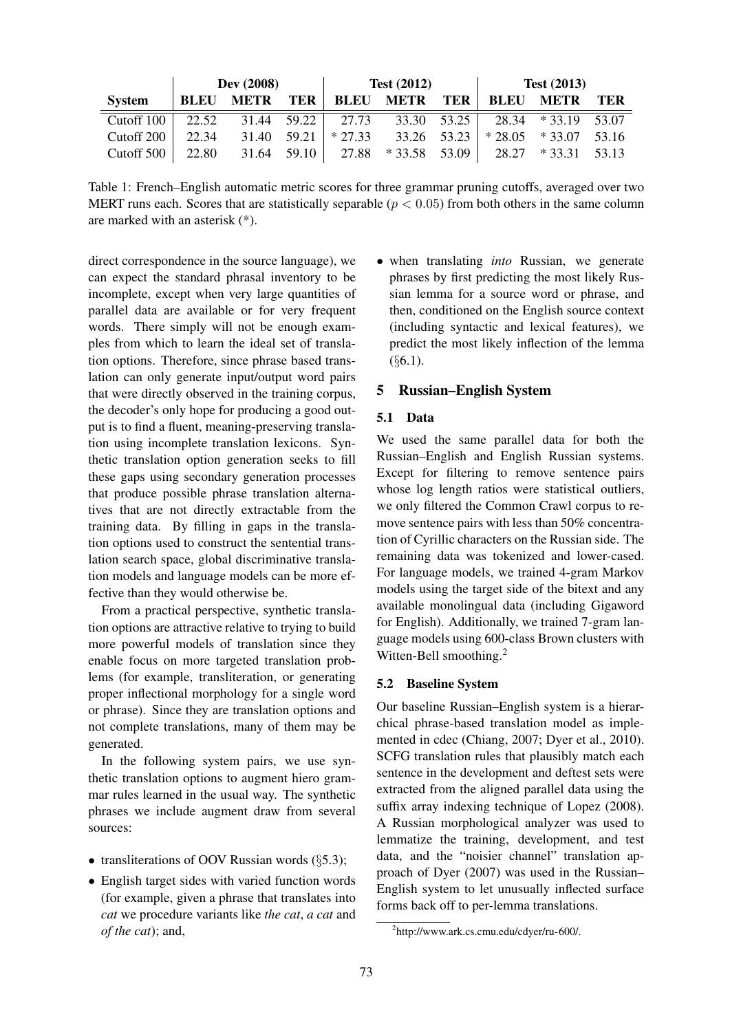| | Dev (2008) | | | Test (2012) | | | Test (2013) | | |
|---|---|---|---|---|---|---|---|---|---|
| **System** | **BLEU** | **METR** | **TER** | **BLEU** | **METR** | **TER** | **BLEU** | **METR** | **TER** |
| Cutoff 100 | 22.52 | 31.44 | 59.22 | 27.73 | 33.30 | 53.25 | 28.34 | * 33.19 | 53.07 |
| Cutoff 200 | 22.34 | 31.40 | 59.21 | * 27.33 | 33.26 | 53.23 | * 28.05 | * 33.07 | 53.16 |
| Cutoff 500 | 22.80 | 31.64 | 59.10 | 27.88 | * 33.58 | 53.09 | 28.27 | * 33.31 | 53.13 |

Table 1: French–English automatic metric scores for three grammar pruning cutoffs, averaged over two MERT runs each. Scores that are statistically separable ($p < 0.05$) from both others in the same column are marked with an asterisk (*).

direct correspondence in the source language), we can expect the standard phrasal inventory to be incomplete, except when very large quantities of parallel data are available or for very frequent words. There simply will not be enough examples from which to learn the ideal set of translation options. Therefore, since phrase based translation can only generate input/output word pairs that were directly observed in the training corpus, the decoder's only hope for producing a good output is to find a fluent, meaning-preserving translation using incomplete translation lexicons. Synthetic translation option generation seeks to fill these gaps using secondary generation processes that produce possible phrase translation alternatives that are not directly extractable from the training data. By filling in gaps in the translation options used to construct the sentential translation search space, global discriminative translation models and language models can be more effective than they would otherwise be.

From a practical perspective, synthetic translation options are attractive relative to trying to build more powerful models of translation since they enable focus on more targeted translation problems (for example, transliteration, or generating proper inflectional morphology for a single word or phrase). Since they are translation options and not complete translations, many of them may be generated.

In the following system pairs, we use synthetic translation options to augment hiero grammar rules learned in the usual way. The synthetic phrases we include augment draw from several sources:

- transliterations of OOV Russian words (§5.3);
- English target sides with varied function words (for example, given a phrase that translates into *cat* we procedure variants like *the cat*, *a cat* and *of the cat*); and,
- when translating *into* Russian, we generate phrases by first predicting the most likely Russian lemma for a source word or phrase, and then, conditioned on the English source context (including syntactic and lexical features), we predict the most likely inflection of the lemma (§6.1).

## 5 Russian–English System

### 5.1 Data

We used the same parallel data for both the Russian–English and English Russian systems. Except for filtering to remove sentence pairs whose log length ratios were statistical outliers, we only filtered the Common Crawl corpus to remove sentence pairs with less than 50% concentration of Cyrillic characters on the Russian side. The remaining data was tokenized and lower-cased. For language models, we trained 4-gram Markov models using the target side of the bitext and any available monolingual data (including Gigaword for English). Additionally, we trained 7-gram language models using 600-class Brown clusters with Witten-Bell smoothing.[2]

### 5.2 Baseline System

Our baseline Russian–English system is a hierarchical phrase-based translation model as implemented in cdec (Chiang, 2007; Dyer et al., 2010). SCFG translation rules that plausibly match each sentence in the development and deftest sets were extracted from the aligned parallel data using the suffix array indexing technique of Lopez (2008). A Russian morphological analyzer was used to lemmatize the training, development, and test data, and the "noisier channel" translation approach of Dyer (2007) was used in the Russian–English system to let unusually inflected surface forms back off to per-lemma translations.

[2] http://www.ark.cs.cmu.edu/cdyer/ru-600/.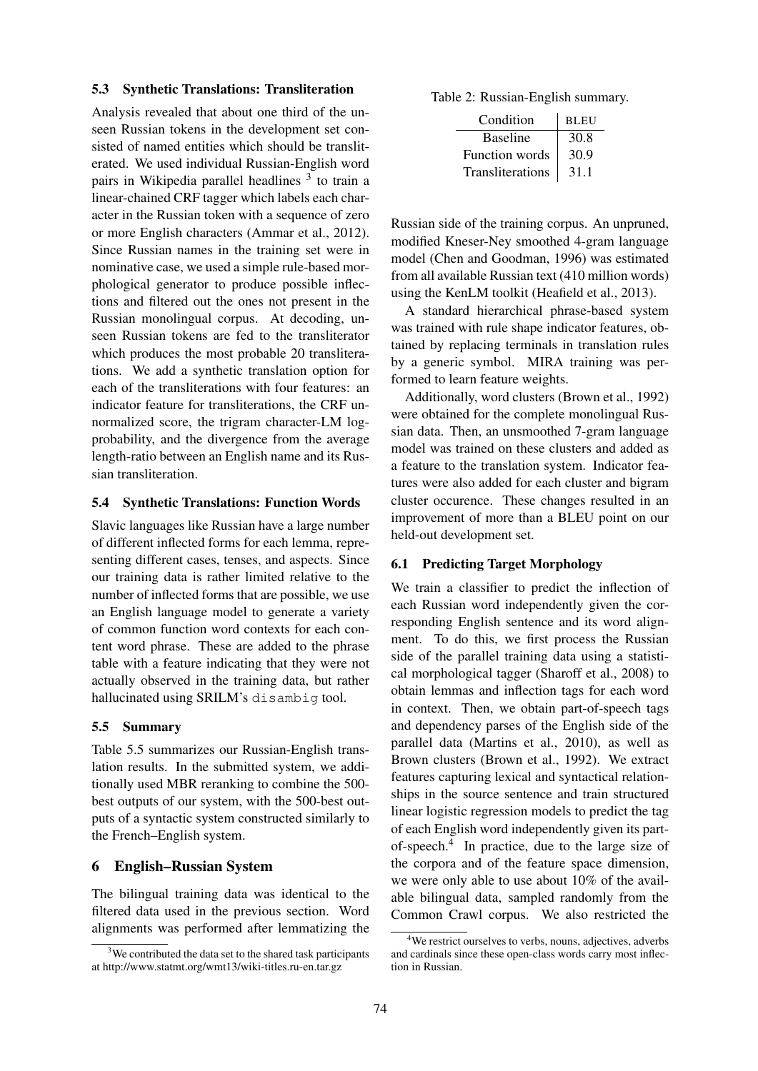### 5.3 Synthetic Translations: Transliteration

Analysis revealed that about one third of the unseen Russian tokens in the development set consisted of named entities which should be transliterated. We used individual Russian-English word pairs in Wikipedia parallel headlines [3] to train a linear-chained CRF tagger which labels each character in the Russian token with a sequence of zero or more English characters (Ammar et al., 2012). Since Russian names in the training set were in nominative case, we used a simple rule-based morphological generator to produce possible inflections and filtered out the ones not present in the Russian monolingual corpus. At decoding, unseen Russian tokens are fed to the transliterator which produces the most probable 20 transliterations. We add a synthetic translation option for each of the transliterations with four features: an indicator feature for transliterations, the CRF unnormalized score, the trigram character-LM log-probability, and the divergence from the average length-ratio between an English name and its Russian transliteration.

### 5.4 Synthetic Translations: Function Words

Slavic languages like Russian have a large number of different inflected forms for each lemma, representing different cases, tenses, and aspects. Since our training data is rather limited relative to the number of inflected forms that are possible, we use an English language model to generate a variety of common function word contexts for each content word phrase. These are added to the phrase table with a feature indicating that they were not actually observed in the training data, but rather hallucinated using SRILM's `disambig` tool.

### 5.5 Summary

Table 5.5 summarizes our Russian-English translation results. In the submitted system, we additionally used MBR reranking to combine the 500-best outputs of our system, with the 500-best outputs of a syntactic system constructed similarly to the French–English system.

Table 2: Russian-English summary.

| Condition | BLEU |
|---|---|
| Baseline | 30.8 |
| Function words | 30.9 |
| Transliterations | 31.1 |

## 6 English–Russian System

The bilingual training data was identical to the filtered data used in the previous section. Word alignments was performed after lemmatizing the Russian side of the training corpus. An unpruned, modified Kneser-Ney smoothed 4-gram language model (Chen and Goodman, 1996) was estimated from all available Russian text (410 million words) using the KenLM toolkit (Heafield et al., 2013).

A standard hierarchical phrase-based system was trained with rule shape indicator features, obtained by replacing terminals in translation rules by a generic symbol. MIRA training was performed to learn feature weights.

Additionally, word clusters (Brown et al., 1992) were obtained for the complete monolingual Russian data. Then, an unsmoothed 7-gram language model was trained on these clusters and added as a feature to the translation system. Indicator features were also added for each cluster and bigram cluster occurence. These changes resulted in an improvement of more than a BLEU point on our held-out development set.

### 6.1 Predicting Target Morphology

We train a classifier to predict the inflection of each Russian word independently given the corresponding English sentence and its word alignment. To do this, we first process the Russian side of the parallel training data using a statistical morphological tagger (Sharoff et al., 2008) to obtain lemmas and inflection tags for each word in context. Then, we obtain part-of-speech tags and dependency parses of the English side of the parallel data (Martins et al., 2010), as well as Brown clusters (Brown et al., 1992). We extract features capturing lexical and syntactical relationships in the source sentence and train structured linear logistic regression models to predict the tag of each English word independently given its part-of-speech.[4] In practice, due to the large size of the corpora and of the feature space dimension, we were only able to use about 10% of the available bilingual data, sampled randomly from the Common Crawl corpus. We also restricted the

[3] We contributed the data set to the shared task participants at http://www.statmt.org/wmt13/wiki-titles.ru-en.tar.gz

[4] We restrict ourselves to verbs, nouns, adjectives, adverbs and cardinals since these open-class words carry most inflection in Russian.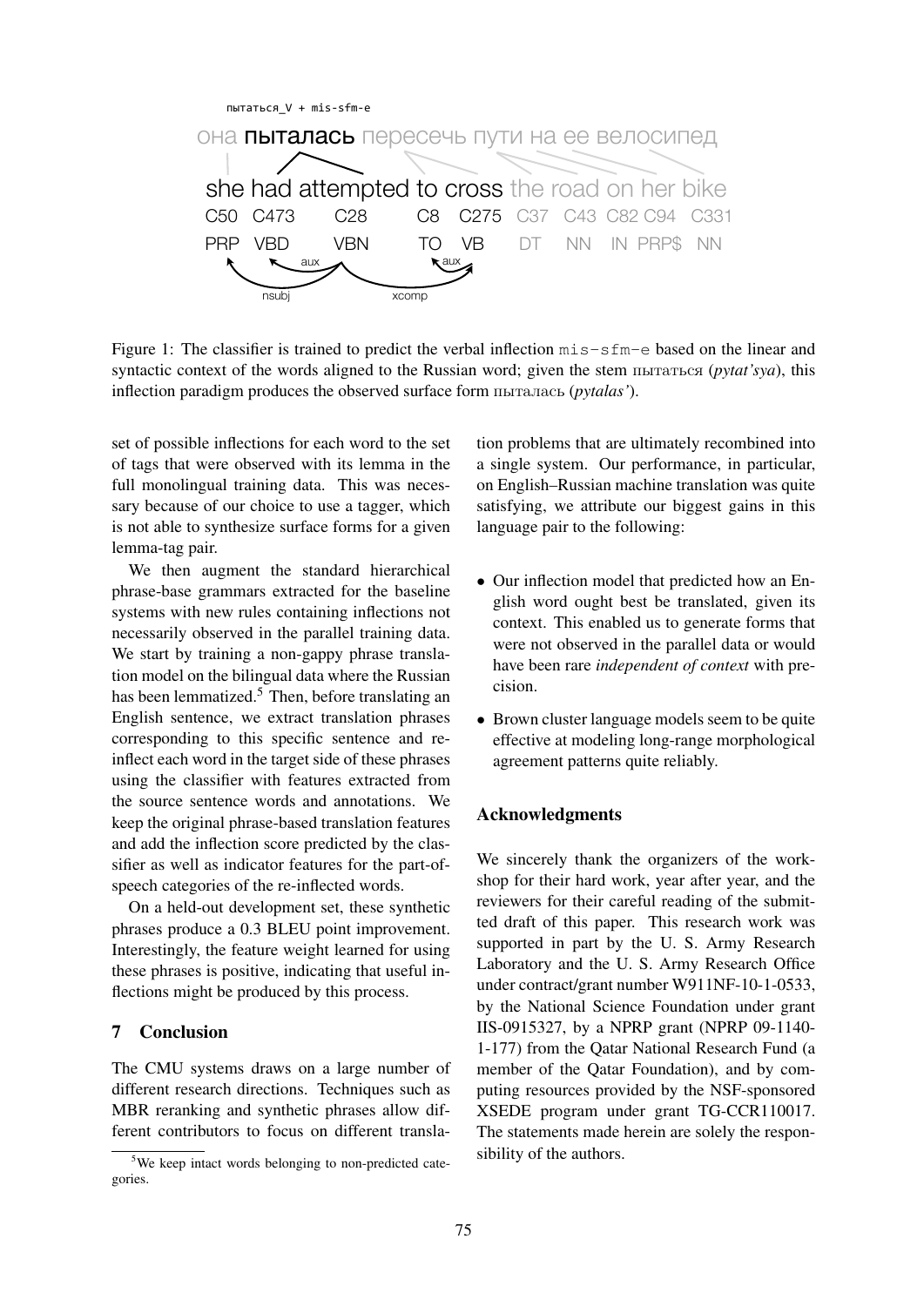Figure 1: The classifier is trained to predict the verbal inflection mis-sfm-e based on the linear and syntactic context of the words aligned to the Russian word; given the stem пытаться (*pytat'sya*), this inflection paradigm produces the observed surface form пыталась (*pytalas'*).

set of possible inflections for each word to the set of tags that were observed with its lemma in the full monolingual training data. This was necessary because of our choice to use a tagger, which is not able to synthesize surface forms for a given lemma-tag pair.

We then augment the standard hierarchical phrase-base grammars extracted for the baseline systems with new rules containing inflections not necessarily observed in the parallel training data. We start by training a non-gappy phrase translation model on the bilingual data where the Russian has been lemmatized.[5] Then, before translating an English sentence, we extract translation phrases corresponding to this specific sentence and re-inflect each word in the target side of these phrases using the classifier with features extracted from the source sentence words and annotations. We keep the original phrase-based translation features and add the inflection score predicted by the classifier as well as indicator features for the part-of-speech categories of the re-inflected words.

On a held-out development set, these synthetic phrases produce a 0.3 BLEU point improvement. Interestingly, the feature weight learned for using these phrases is positive, indicating that useful inflections might be produced by this process.

## 7 Conclusion

The CMU systems draws on a large number of different research directions. Techniques such as MBR reranking and synthetic phrases allow different contributors to focus on different translation problems that are ultimately recombined into a single system. Our performance, in particular, on English–Russian machine translation was quite satisfying, we attribute our biggest gains in this language pair to the following:

- Our inflection model that predicted how an English word ought best be translated, given its context. This enabled us to generate forms that were not observed in the parallel data or would have been rare *independent of context* with precision.
- Brown cluster language models seem to be quite effective at modeling long-range morphological agreement patterns quite reliably.

## Acknowledgments

We sincerely thank the organizers of the workshop for their hard work, year after year, and the reviewers for their careful reading of the submitted draft of this paper. This research work was supported in part by the U. S. Army Research Laboratory and the U. S. Army Research Office under contract/grant number W911NF-10-1-0533, by the National Science Foundation under grant IIS-0915327, by a NPRP grant (NPRP 09-1140-1-177) from the Qatar National Research Fund (a member of the Qatar Foundation), and by computing resources provided by the NSF-sponsored XSEDE program under grant TG-CCR110017. The statements made herein are solely the responsibility of the authors.

[5] We keep intact words belonging to non-predicted categories.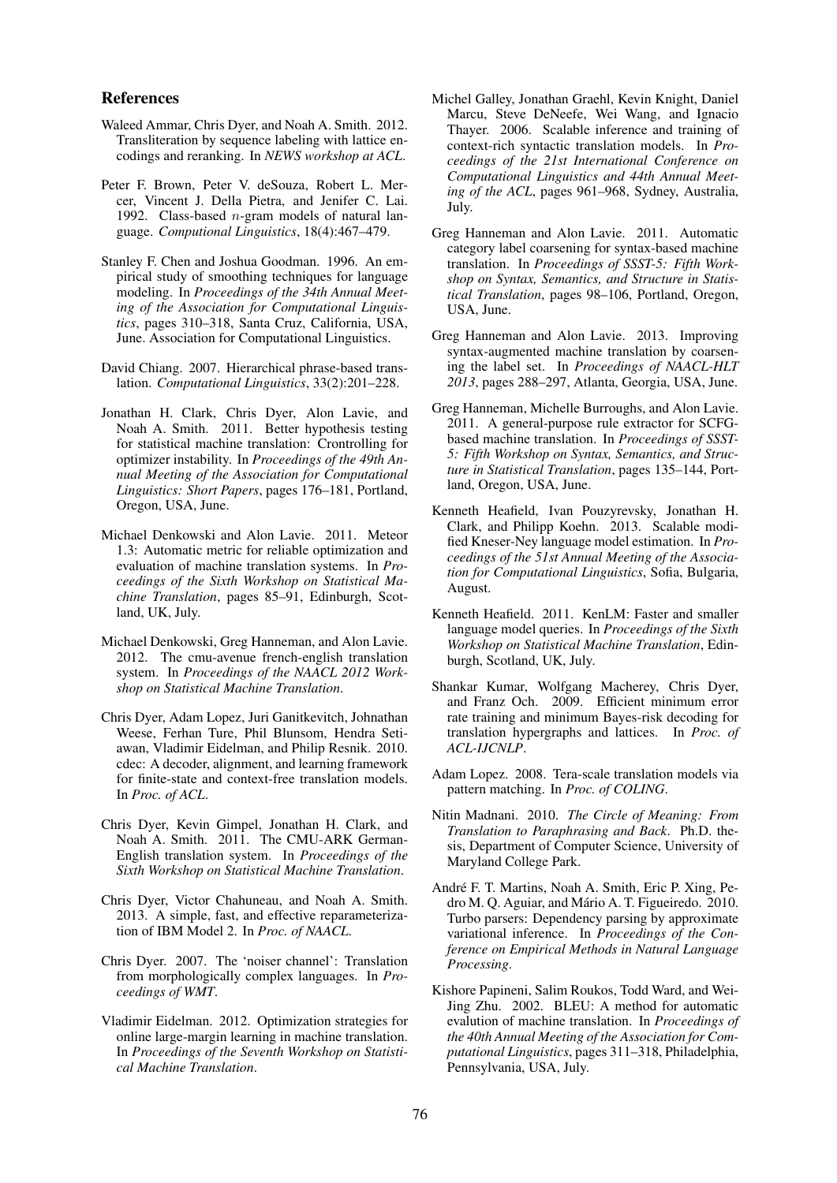## References

Waleed Ammar, Chris Dyer, and Noah A. Smith. 2012. Transliteration by sequence labeling with lattice encodings and reranking. In *NEWS workshop at ACL*.

Peter F. Brown, Peter V. deSouza, Robert L. Mercer, Vincent J. Della Pietra, and Jenifer C. Lai. 1992. Class-based $n$-gram models of natural language. *Computional Linguistics*, 18(4):467–479.

Stanley F. Chen and Joshua Goodman. 1996. An empirical study of smoothing techniques for language modeling. In *Proceedings of the 34th Annual Meeting of the Association for Computational Linguistics*, pages 310–318, Santa Cruz, California, USA, June. Association for Computational Linguistics.

David Chiang. 2007. Hierarchical phrase-based translation. *Computational Linguistics*, 33(2):201–228.

Jonathan H. Clark, Chris Dyer, Alon Lavie, and Noah A. Smith. 2011. Better hypothesis testing for statistical machine translation: Crontrolling for optimizer instability. In *Proceedings of the 49th Annual Meeting of the Association for Computational Linguistics: Short Papers*, pages 176–181, Portland, Oregon, USA, June.

Michael Denkowski and Alon Lavie. 2011. Meteor 1.3: Automatic metric for reliable optimization and evaluation of machine translation systems. In *Proceedings of the Sixth Workshop on Statistical Machine Translation*, pages 85–91, Edinburgh, Scotland, UK, July.

Michael Denkowski, Greg Hanneman, and Alon Lavie. 2012. The cmu-avenue french-english translation system. In *Proceedings of the NAACL 2012 Workshop on Statistical Machine Translation*.

Chris Dyer, Adam Lopez, Juri Ganitkevitch, Johnathan Weese, Ferhan Ture, Phil Blunsom, Hendra Setiawan, Vladimir Eidelman, and Philip Resnik. 2010. cdec: A decoder, alignment, and learning framework for finite-state and context-free translation models. In *Proc. of ACL*.

Chris Dyer, Kevin Gimpel, Jonathan H. Clark, and Noah A. Smith. 2011. The CMU-ARK German-English translation system. In *Proceedings of the Sixth Workshop on Statistical Machine Translation*.

Chris Dyer, Victor Chahuneau, and Noah A. Smith. 2013. A simple, fast, and effective reparameterization of IBM Model 2. In *Proc. of NAACL*.

Chris Dyer. 2007. The 'noiser channel': Translation from morphologically complex languages. In *Proceedings of WMT*.

Vladimir Eidelman. 2012. Optimization strategies for online large-margin learning in machine translation. In *Proceedings of the Seventh Workshop on Statistical Machine Translation*.

Michel Galley, Jonathan Graehl, Kevin Knight, Daniel Marcu, Steve DeNeefe, Wei Wang, and Ignacio Thayer. 2006. Scalable inference and training of context-rich syntactic translation models. In *Proceedings of the 21st International Conference on Computational Linguistics and 44th Annual Meeting of the ACL*, pages 961–968, Sydney, Australia, July.

Greg Hanneman and Alon Lavie. 2011. Automatic category label coarsening for syntax-based machine translation. In *Proceedings of SSST-5: Fifth Workshop on Syntax, Semantics, and Structure in Statistical Translation*, pages 98–106, Portland, Oregon, USA, June.

Greg Hanneman and Alon Lavie. 2013. Improving syntax-augmented machine translation by coarsening the label set. In *Proceedings of NAACL-HLT 2013*, pages 288–297, Atlanta, Georgia, USA, June.

Greg Hanneman, Michelle Burroughs, and Alon Lavie. 2011. A general-purpose rule extractor for SCFG-based machine translation. In *Proceedings of SSST-5: Fifth Workshop on Syntax, Semantics, and Structure in Statistical Translation*, pages 135–144, Portland, Oregon, USA, June.

Kenneth Heafield, Ivan Pouzyrevsky, Jonathan H. Clark, and Philipp Koehn. 2013. Scalable modified Kneser-Ney language model estimation. In *Proceedings of the 51st Annual Meeting of the Association for Computational Linguistics*, Sofia, Bulgaria, August.

Kenneth Heafield. 2011. KenLM: Faster and smaller language model queries. In *Proceedings of the Sixth Workshop on Statistical Machine Translation*, Edinburgh, Scotland, UK, July.

Shankar Kumar, Wolfgang Macherey, Chris Dyer, and Franz Och. 2009. Efficient minimum error rate training and minimum Bayes-risk decoding for translation hypergraphs and lattices. In *Proc. of ACL-IJCNLP*.

Adam Lopez. 2008. Tera-scale translation models via pattern matching. In *Proc. of COLING*.

Nitin Madnani. 2010. *The Circle of Meaning: From Translation to Paraphrasing and Back*. Ph.D. thesis, Department of Computer Science, University of Maryland College Park.

André F. T. Martins, Noah A. Smith, Eric P. Xing, Pedro M. Q. Aguiar, and Mário A. T. Figueiredo. 2010. Turbo parsers: Dependency parsing by approximate variational inference. In *Proceedings of the Conference on Empirical Methods in Natural Language Processing*.

Kishore Papineni, Salim Roukos, Todd Ward, and Wei-Jing Zhu. 2002. BLEU: A method for automatic evalution of machine translation. In *Proceedings of the 40th Annual Meeting of the Association for Computational Linguistics*, pages 311–318, Philadelphia, Pennsylvania, USA, July.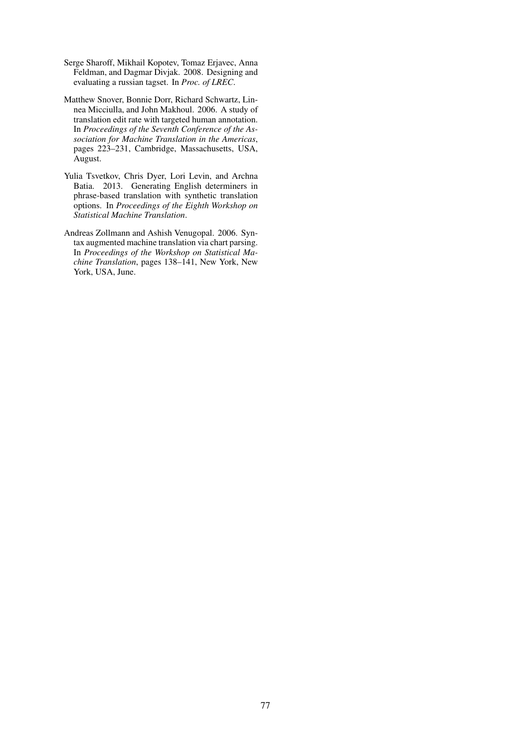Serge Sharoff, Mikhail Kopotev, Tomaz Erjavec, Anna Feldman, and Dagmar Divjak. 2008. Designing and evaluating a russian tagset. In *Proc. of LREC*.

Matthew Snover, Bonnie Dorr, Richard Schwartz, Linnea Micciulla, and John Makhoul. 2006. A study of translation edit rate with targeted human annotation. In *Proceedings of the Seventh Conference of the Association for Machine Translation in the Americas*, pages 223–231, Cambridge, Massachusetts, USA, August.

Yulia Tsvetkov, Chris Dyer, Lori Levin, and Archna Batia. 2013. Generating English determiners in phrase-based translation with synthetic translation options. In *Proceedings of the Eighth Workshop on Statistical Machine Translation*.

Andreas Zollmann and Ashish Venugopal. 2006. Syntax augmented machine translation via chart parsing. In *Proceedings of the Workshop on Statistical Machine Translation*, pages 138–141, New York, New York, USA, June.